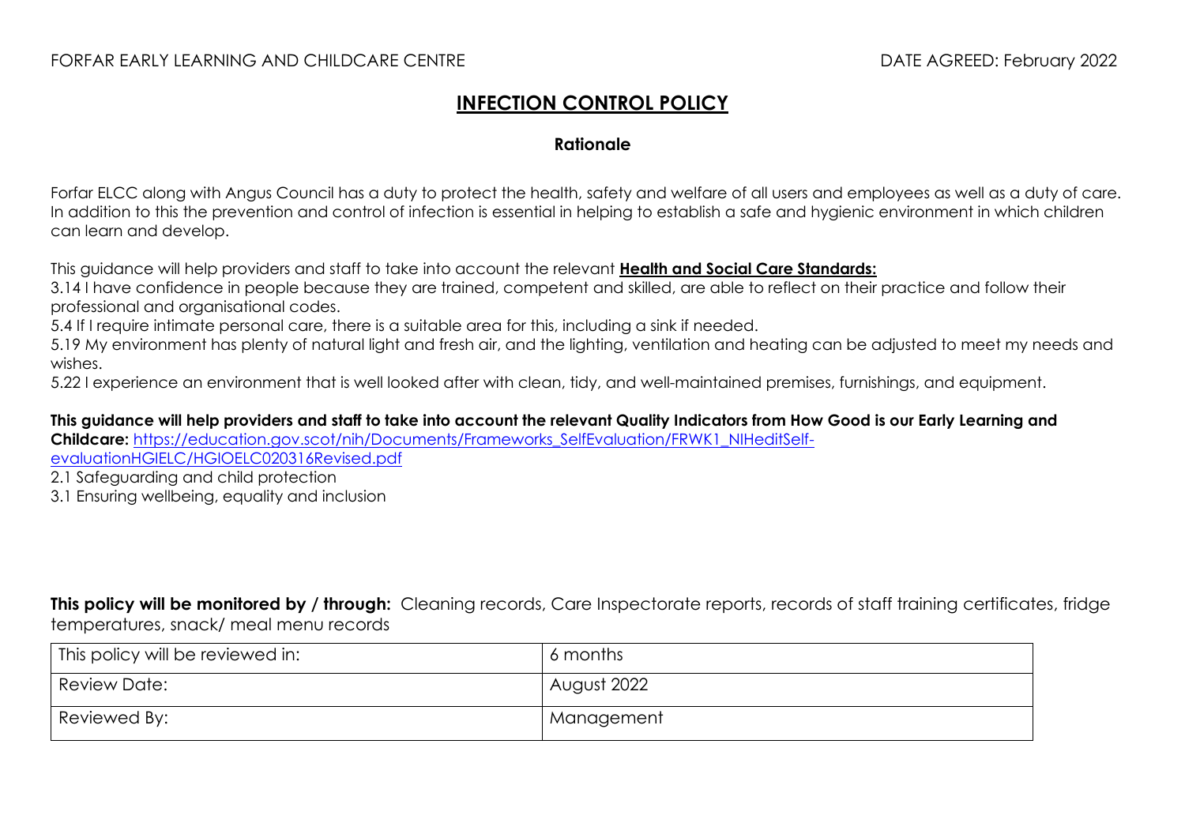FORFAR EARLY LEARNING AND CHILDCARE CENTRE DATE AGREED: February 2022

# INFECTION CONTROL POLICY

## Rationale

Forfar ELCC along with Angus Council has a duty to protect the health, safety and welfare of all users and employees as well as a duty of care. In addition to this the prevention and control of infection is essential in helping to establish a safe and hygienic environment in which children can learn and develop.

This guidance will help providers and staff to take into account the relevant **Health and Social Care Standards:**

3.14 I have confidence in people because they are trained, competent and skilled, are able to reflect on their practice and follow their professional and organisational codes.

5.4 If I require intimate personal care, there is a suitable area for this, including a sink if needed.

5.19 My environment has plenty of natural light and fresh air, and the lighting, ventilation and heating can be adjusted to meet my needs and wishes.

5.22 I experience an environment that is well looked after with clean, tidy, and well-maintained premises, furnishings, and equipment.

**This guidance will help providers and staff to take into account the relevant Quality Indicators from How Good is our Early Learning and Childcare:** https://education.gov.scot/nih/Documents/Frameworks_SelfEvaluation/FRWK1_NIHeditSelf-evaluationHGIELC/HGIOELC020316Revised.pdf

2.1 Safeguarding and child protection

3.1 Ensuring wellbeing, equality and inclusion

**This policy will be monitored by / through:** Cleaning records, Care Inspectorate reports, records of staff training certificates, fridge temperatures, snack/ meal menu records

| This policy will be reviewed in: | 6 months |
|---|---|
| Review Date: | August 2022 |
| Reviewed By: | Management |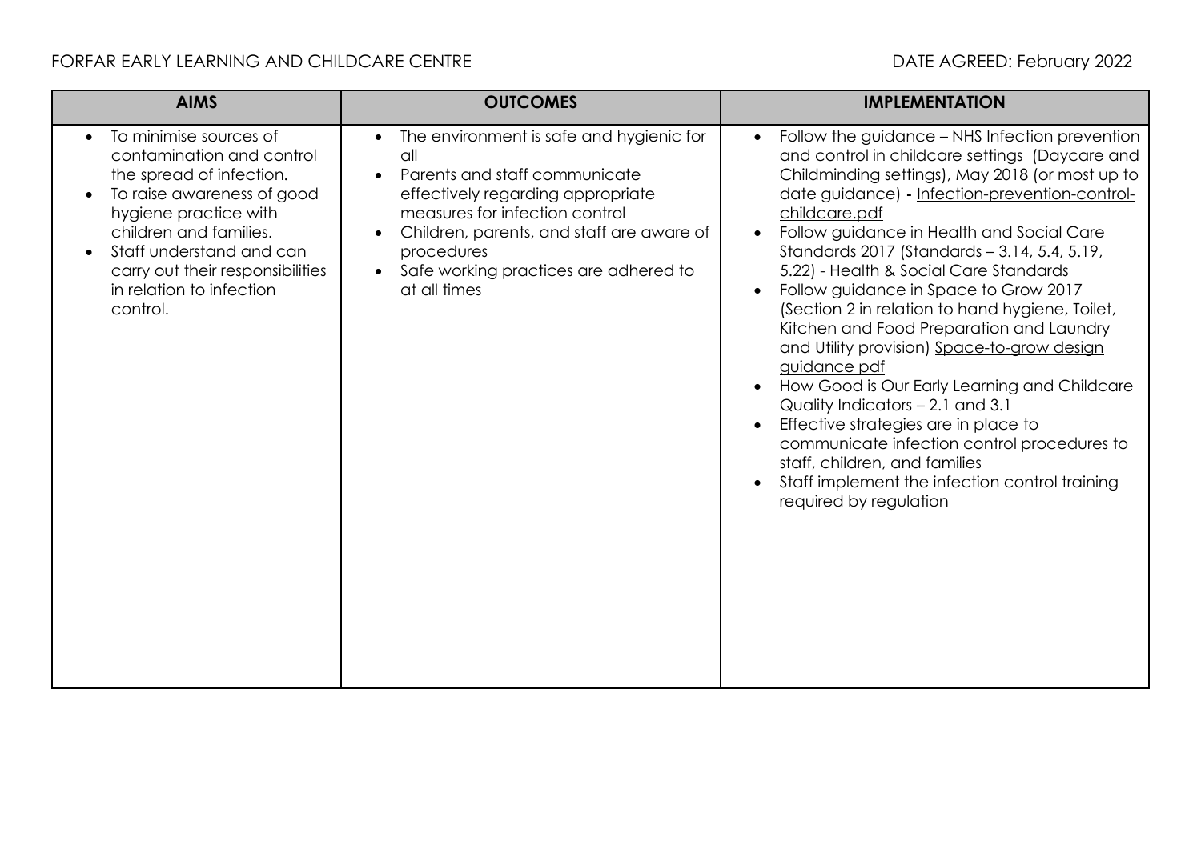FORFAR EARLY LEARNING AND CHILDCARE CENTRE DATE AGREED: February 2022

| AIMS | OUTCOMES | IMPLEMENTATION |
|---|---|---|
| • To minimise sources of contamination and control the spread of infection.<br>• To raise awareness of good hygiene practice with children and families.<br>• Staff understand and can carry out their responsibilities in relation to infection control. | • The environment is safe and hygienic for all<br>• Parents and staff communicate effectively regarding appropriate measures for infection control<br>• Children, parents, and staff are aware of procedures<br>• Safe working practices are adhered to at all times | • Follow the guidance – NHS Infection prevention and control in childcare settings (Daycare and Childminding settings), May 2018 (or most up to date guidance) - Infection-prevention-control-childcare.pdf<br>• Follow guidance in Health and Social Care Standards 2017 (Standards – 3.14, 5.4, 5.19, 5.22) - Health & Social Care Standards<br>• Follow guidance in Space to Grow 2017 (Section 2 in relation to hand hygiene, Toilet, Kitchen and Food Preparation and Laundry and Utility provision) Space-to-grow design guidance pdf<br>• How Good is Our Early Learning and Childcare Quality Indicators – 2.1 and 3.1<br>• Effective strategies are in place to communicate infection control procedures to staff, children, and families<br>• Staff implement the infection control training required by regulation |